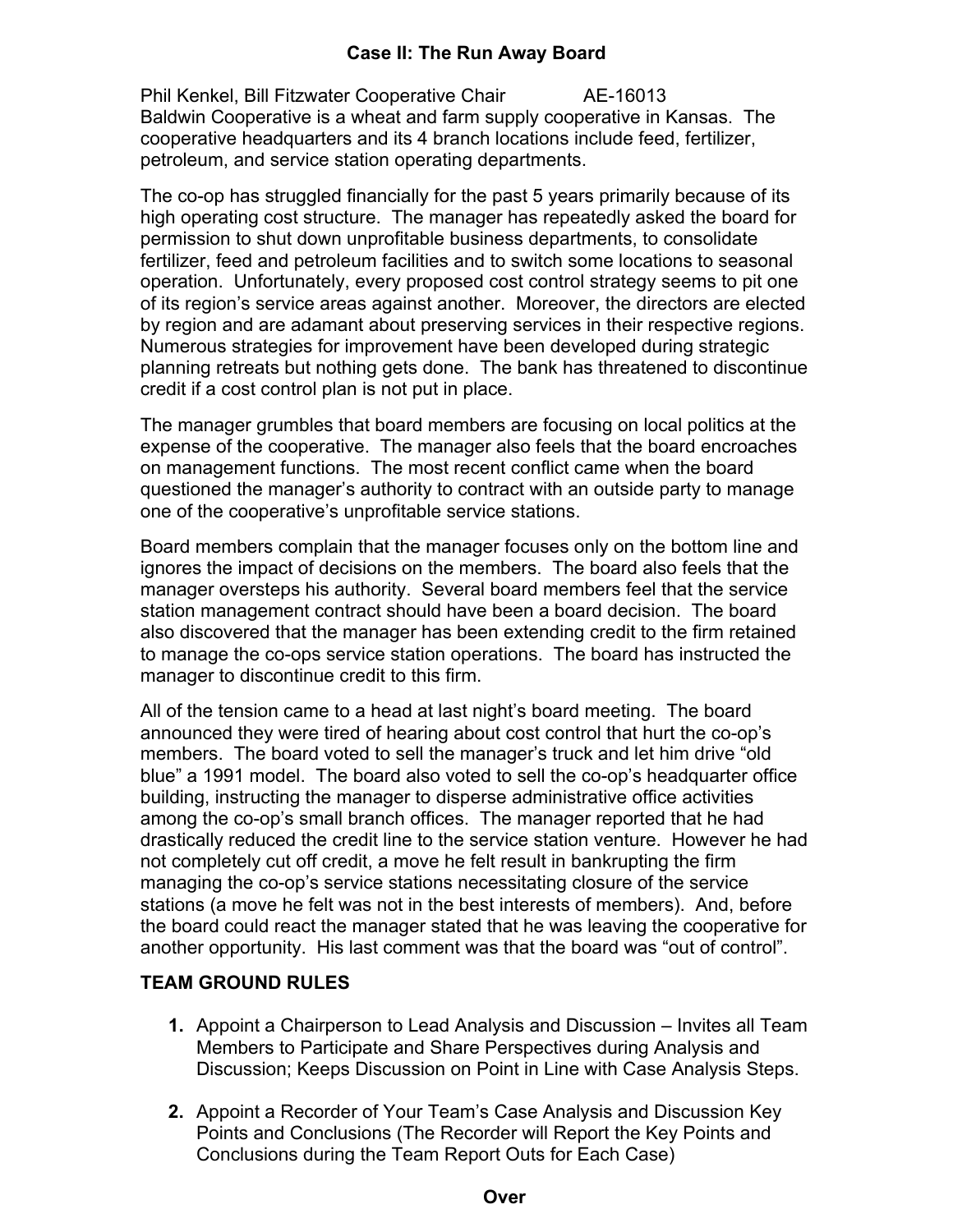# Case II: The Run Away Board

Phil Kenkel, Bill Fitzwater Cooperative Chair AE-16013

Baldwin Cooperative is a wheat and farm supply cooperative in Kansas. The cooperative headquarters and its 4 branch locations include feed, fertilizer, petroleum, and service station operating departments.

The co-op has struggled financially for the past 5 years primarily because of its high operating cost structure. The manager has repeatedly asked the board for permission to shut down unprofitable business departments, to consolidate fertilizer, feed and petroleum facilities and to switch some locations to seasonal operation. Unfortunately, every proposed cost control strategy seems to pit one of its region's service areas against another. Moreover, the directors are elected by region and are adamant about preserving services in their respective regions. Numerous strategies for improvement have been developed during strategic planning retreats but nothing gets done. The bank has threatened to discontinue credit if a cost control plan is not put in place.

The manager grumbles that board members are focusing on local politics at the expense of the cooperative. The manager also feels that the board encroaches on management functions. The most recent conflict came when the board questioned the manager's authority to contract with an outside party to manage one of the cooperative's unprofitable service stations.

Board members complain that the manager focuses only on the bottom line and ignores the impact of decisions on the members. The board also feels that the manager oversteps his authority. Several board members feel that the service station management contract should have been a board decision. The board also discovered that the manager has been extending credit to the firm retained to manage the co-ops service station operations. The board has instructed the manager to discontinue credit to this firm.

All of the tension came to a head at last night's board meeting. The board announced they were tired of hearing about cost control that hurt the co-op's members. The board voted to sell the manager's truck and let him drive "old blue" a 1991 model. The board also voted to sell the co-op's headquarter office building, instructing the manager to disperse administrative office activities among the co-op's small branch offices. The manager reported that he had drastically reduced the credit line to the service station venture. However he had not completely cut off credit, a move he felt result in bankrupting the firm managing the co-op's service stations necessitating closure of the service stations (a move he felt was not in the best interests of members). And, before the board could react the manager stated that he was leaving the cooperative for another opportunity. His last comment was that the board was "out of control".

## TEAM GROUND RULES

1. Appoint a Chairperson to Lead Analysis and Discussion – Invites all Team Members to Participate and Share Perspectives during Analysis and Discussion; Keeps Discussion on Point in Line with Case Analysis Steps.

2. Appoint a Recorder of Your Team's Case Analysis and Discussion Key Points and Conclusions (The Recorder will Report the Key Points and Conclusions during the Team Report Outs for Each Case)

**Over**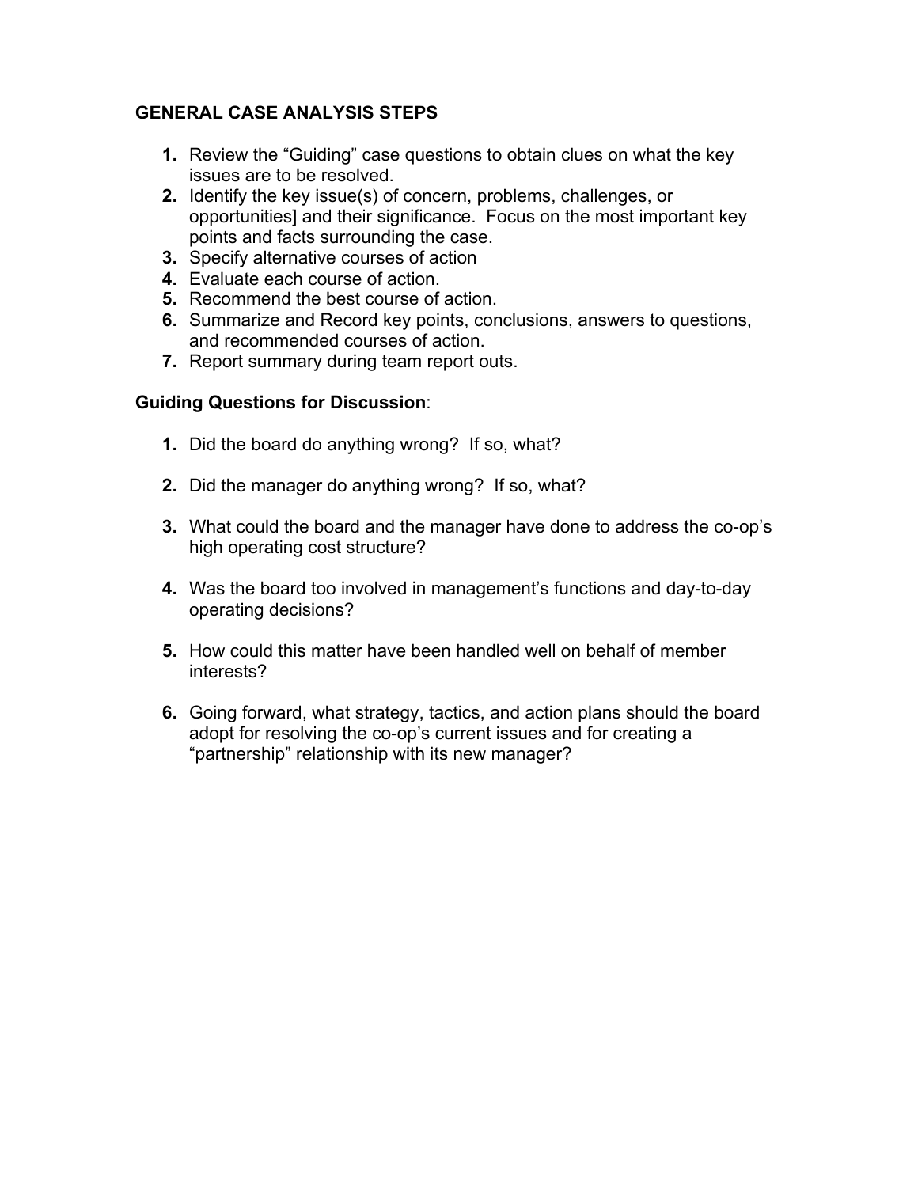**GENERAL CASE ANALYSIS STEPS**

1. Review the "Guiding" case questions to obtain clues on what the key issues are to be resolved.
2. Identify the key issue(s) of concern, problems, challenges, or opportunities] and their significance. Focus on the most important key points and facts surrounding the case.
3. Specify alternative courses of action
4. Evaluate each course of action.
5. Recommend the best course of action.
6. Summarize and Record key points, conclusions, answers to questions, and recommended courses of action.
7. Report summary during team report outs.

**Guiding Questions for Discussion**:

1. Did the board do anything wrong? If so, what?
2. Did the manager do anything wrong? If so, what?
3. What could the board and the manager have done to address the co-op's high operating cost structure?
4. Was the board too involved in management's functions and day-to-day operating decisions?
5. How could this matter have been handled well on behalf of member interests?
6. Going forward, what strategy, tactics, and action plans should the board adopt for resolving the co-op's current issues and for creating a "partnership" relationship with its new manager?